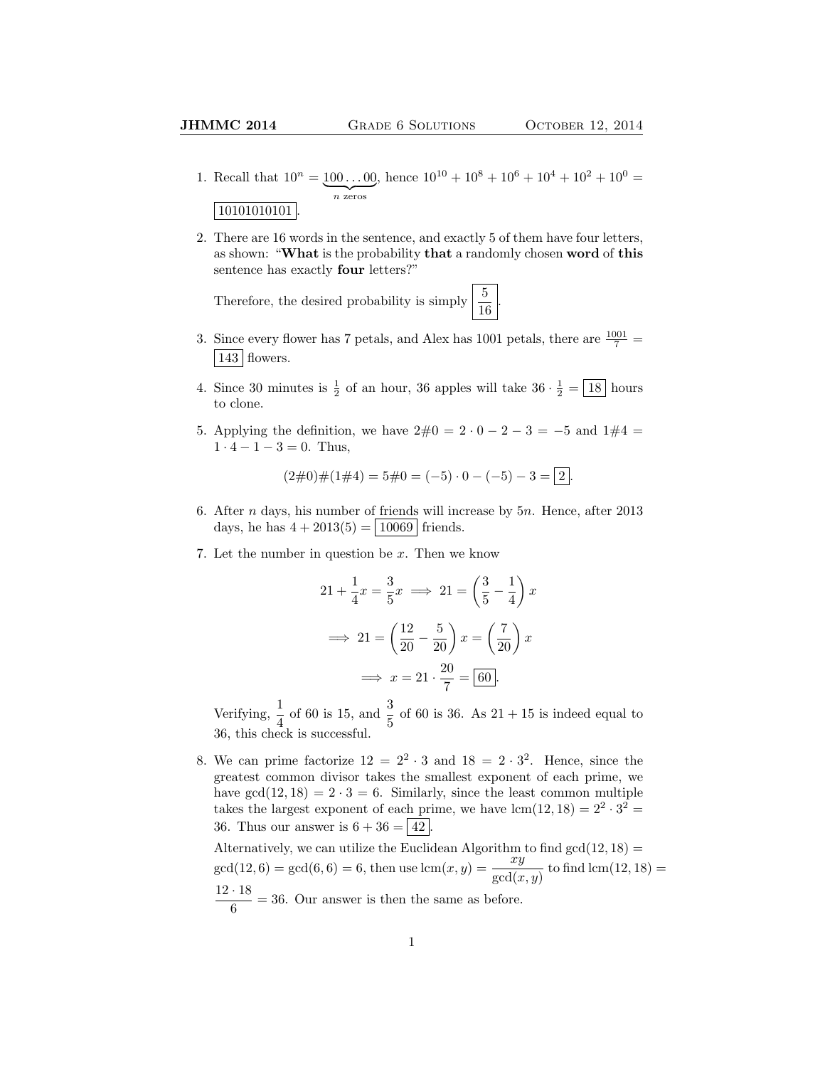1. Recall that $10^n = \underbrace{100\ldots00}_{n \text{ zeros}}$, hence $10^{10} + 10^8 + 10^6 + 10^4 + 10^2 + 10^0 = \boxed{10101010101}$.

2. There are 16 words in the sentence, and exactly 5 of them have four letters, as shown: "**What** is the probability **that** a randomly chosen **word** of **this** sentence has exactly **four** letters?"

   Therefore, the desired probability is simply $\boxed{\dfrac{5}{16}}$.

3. Since every flower has 7 petals, and Alex has 1001 petals, there are $\frac{1001}{7} = \boxed{143}$ flowers.

4. Since 30 minutes is $\frac{1}{2}$ of an hour, 36 apples will take $36 \cdot \frac{1}{2} = \boxed{18}$ hours to clone.

5. Applying the definition, we have $2\#0 = 2 \cdot 0 - 2 - 3 = -5$ and $1\#4 = 1 \cdot 4 - 1 - 3 = 0$. Thus,

$$(2\#0)\#(1\#4) = 5\#0 = (-5) \cdot 0 - (-5) - 3 = \boxed{2}.$$

6. After $n$ days, his number of friends will increase by $5n$. Hence, after 2013 days, he has $4 + 2013(5) = \boxed{10069}$ friends.

7. Let the number in question be $x$. Then we know

$$21 + \frac{1}{4}x = \frac{3}{5}x \implies 21 = \left(\frac{3}{5} - \frac{1}{4}\right)x$$

$$\implies 21 = \left(\frac{12}{20} - \frac{5}{20}\right)x = \left(\frac{7}{20}\right)x$$

$$\implies x = 21 \cdot \frac{20}{7} = \boxed{60}.$$

   Verifying, $\dfrac{1}{4}$ of 60 is 15, and $\dfrac{3}{5}$ of 60 is 36. As $21 + 15$ is indeed equal to 36, this check is successful.

8. We can prime factorize $12 = 2^2 \cdot 3$ and $18 = 2 \cdot 3^2$. Hence, since the greatest common divisor takes the smallest exponent of each prime, we have $\gcd(12, 18) = 2 \cdot 3 = 6$. Similarly, since the least common multiple takes the largest exponent of each prime, we have $\text{lcm}(12, 18) = 2^2 \cdot 3^2 = 36$. Thus our answer is $6 + 36 = \boxed{42}$.

   Alternatively, we can utilize the Euclidean Algorithm to find $\gcd(12, 18) = \gcd(12, 6) = \gcd(6, 6) = 6$, then use $\text{lcm}(x, y) = \dfrac{xy}{\gcd(x, y)}$ to find $\text{lcm}(12, 18) = \dfrac{12 \cdot 18}{6} = 36$. Our answer is then the same as before.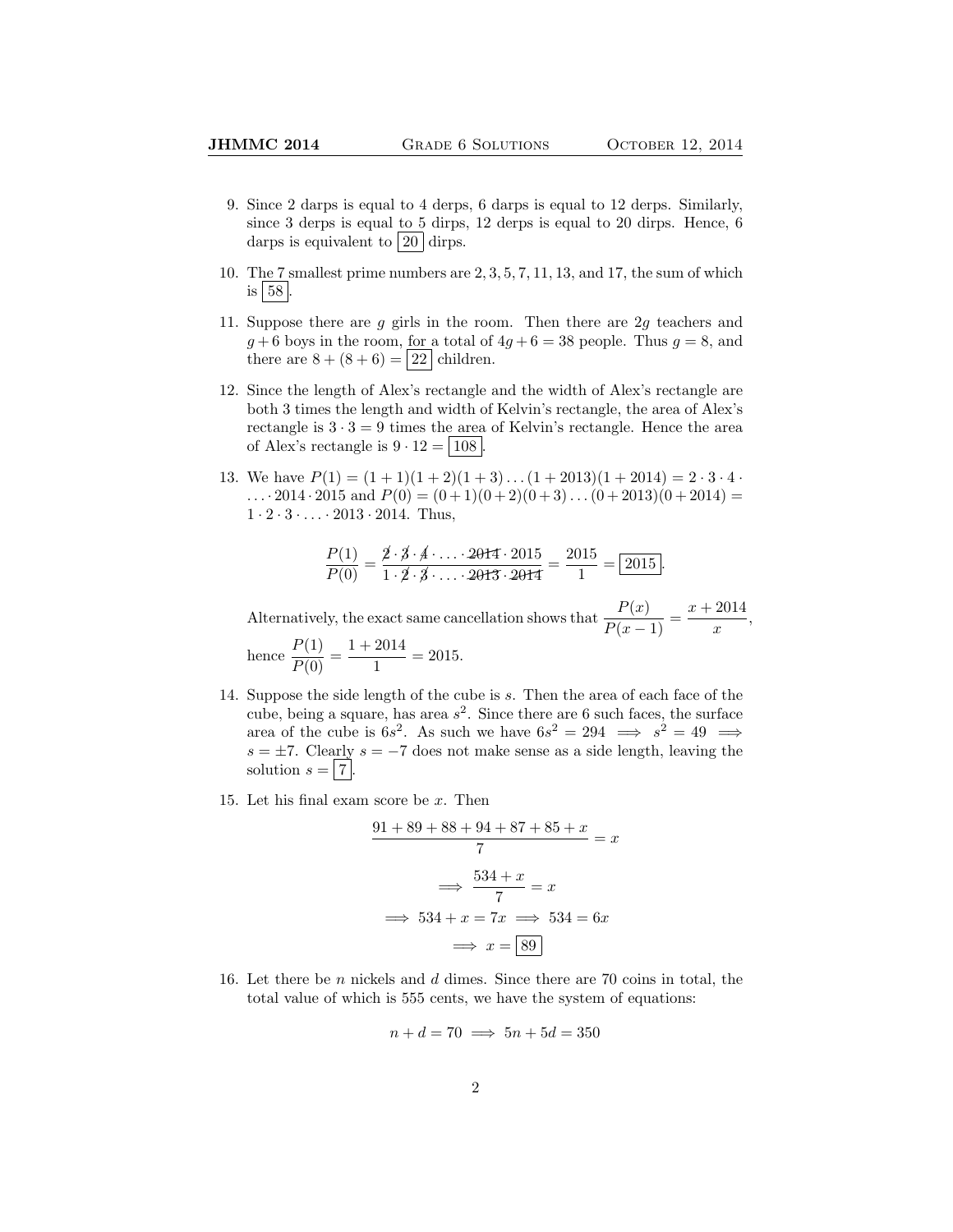9. Since 2 darps is equal to 4 derps, 6 darps is equal to 12 derps. Similarly, since 3 derps is equal to 5 dirps, 12 derps is equal to 20 dirps. Hence, 6 darps is equivalent to $\boxed{20}$ dirps.

10. The 7 smallest prime numbers are $2, 3, 5, 7, 11, 13$, and $17$, the sum of which is $\boxed{58}$.

11. Suppose there are $g$ girls in the room. Then there are $2g$ teachers and $g+6$ boys in the room, for a total of $4g+6 = 38$ people. Thus $g = 8$, and there are $8 + (8+6) = \boxed{22}$ children.

12. Since the length of Alex's rectangle and the width of Alex's rectangle are both 3 times the length and width of Kelvin's rectangle, the area of Alex's rectangle is $3 \cdot 3 = 9$ times the area of Kelvin's rectangle. Hence the area of Alex's rectangle is $9 \cdot 12 = \boxed{108}$.

13. We have $P(1) = (1+1)(1+2)(1+3)\dots(1+2013)(1+2014) = 2 \cdot 3 \cdot 4 \cdot \dots \cdot 2014 \cdot 2015$ and $P(0) = (0+1)(0+2)(0+3)\dots(0+2013)(0+2014) = 1 \cdot 2 \cdot 3 \cdot \dots \cdot 2013 \cdot 2014$. Thus,

$$\frac{P(1)}{P(0)} = \frac{\cancel{2} \cdot \cancel{3} \cdot \cancel{4} \cdot \dots \cdot \cancel{2014} \cdot 2015}{1 \cdot \cancel{2} \cdot \cancel{3} \cdot \dots \cdot \cancel{2013} \cdot \cancel{2014}} = \frac{2015}{1} = \boxed{2015}.$$

Alternatively, the exact same cancellation shows that $\dfrac{P(x)}{P(x-1)} = \dfrac{x+2014}{x}$, hence $\dfrac{P(1)}{P(0)} = \dfrac{1+2014}{1} = 2015$.

14. Suppose the side length of the cube is $s$. Then the area of each face of the cube, being a square, has area $s^2$. Since there are 6 such faces, the surface area of the cube is $6s^2$. As such we have $6s^2 = 294 \implies s^2 = 49 \implies s = \pm 7$. Clearly $s = -7$ does not make sense as a side length, leaving the solution $s = \boxed{7}$.

15. Let his final exam score be $x$. Then

$$\frac{91+89+88+94+87+85+x}{7} = x$$

$$\implies \frac{534+x}{7} = x$$

$$\implies 534 + x = 7x \implies 534 = 6x$$

$$\implies x = \boxed{89}$$

16. Let there be $n$ nickels and $d$ dimes. Since there are 70 coins in total, the total value of which is 555 cents, we have the system of equations:

$$n + d = 70 \implies 5n + 5d = 350$$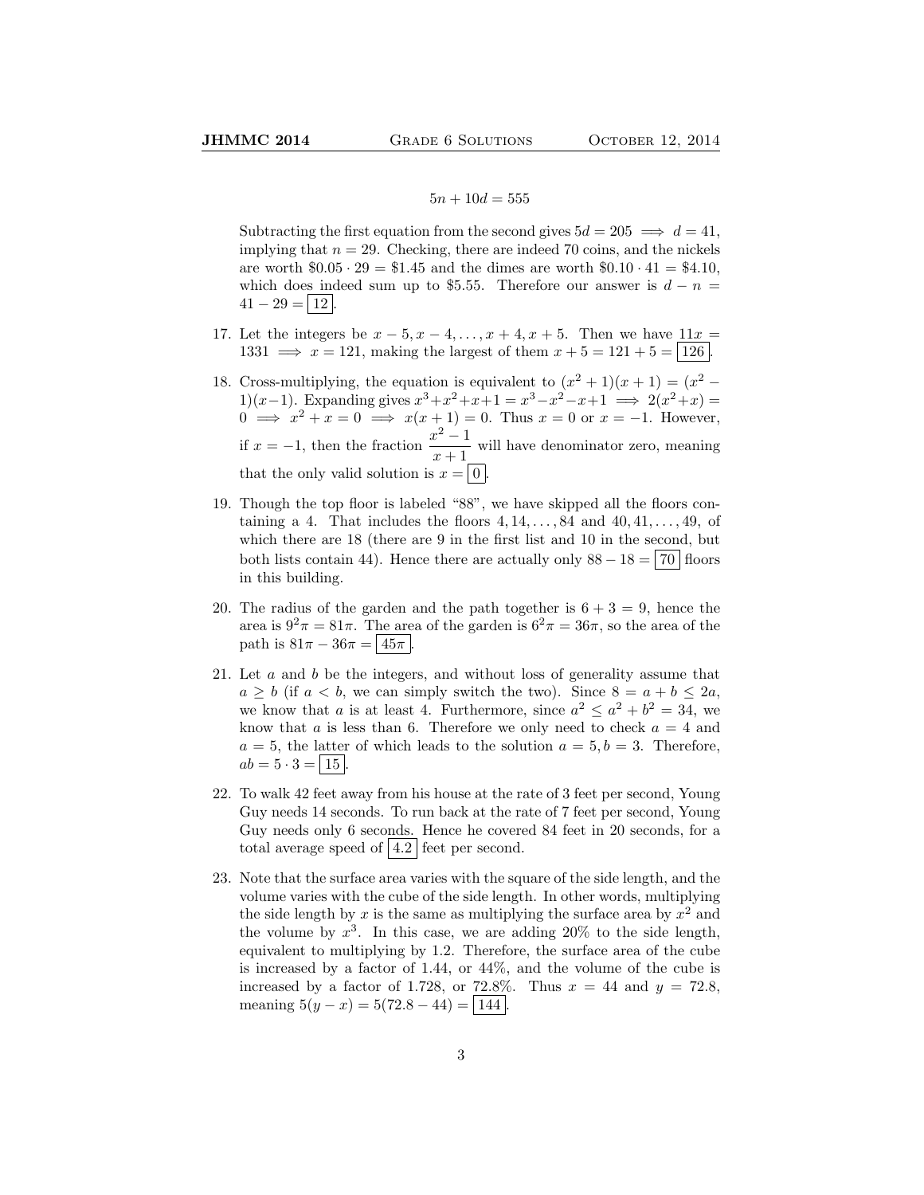$$5n + 10d = 555$$

Subtracting the first equation from the second gives $5d = 205 \implies d = 41$, implying that $n = 29$. Checking, there are indeed 70 coins, and the nickels are worth $\$0.05 \cdot 29 = \$1.45$ and the dimes are worth $\$0.10 \cdot 41 = \$4.10$, which does indeed sum up to \$5.55. Therefore our answer is $d - n = 41 - 29 = \boxed{12}$.

17. Let the integers be $x-5, x-4, \ldots, x+4, x+5$. Then we have $11x = 1331 \implies x = 121$, making the largest of them $x + 5 = 121 + 5 = \boxed{126}$.

18. Cross-multiplying, the equation is equivalent to $(x^2+1)(x+1) = (x^2-1)(x-1)$. Expanding gives $x^3+x^2+x+1 = x^3-x^2-x+1 \implies 2(x^2+x) = 0 \implies x^2 + x = 0 \implies x(x+1) = 0$. Thus $x = 0$ or $x = -1$. However, if $x = -1$, then the fraction $\dfrac{x^2-1}{x+1}$ will have denominator zero, meaning that the only valid solution is $x = \boxed{0}$.

19. Though the top floor is labeled "88", we have skipped all the floors containing a 4. That includes the floors $4, 14, \ldots, 84$ and $40, 41, \ldots, 49$, of which there are 18 (there are 9 in the first list and 10 in the second, but both lists contain 44). Hence there are actually only $88 - 18 = \boxed{70}$ floors in this building.

20. The radius of the garden and the path together is $6 + 3 = 9$, hence the area is $9^2\pi = 81\pi$. The area of the garden is $6^2\pi = 36\pi$, so the area of the path is $81\pi - 36\pi = \boxed{45\pi}$.

21. Let $a$ and $b$ be the integers, and without loss of generality assume that $a \geq b$ (if $a < b$, we can simply switch the two). Since $8 = a + b \leq 2a$, we know that $a$ is at least 4. Furthermore, since $a^2 \leq a^2 + b^2 = 34$, we know that $a$ is less than 6. Therefore we only need to check $a = 4$ and $a = 5$, the latter of which leads to the solution $a = 5, b = 3$. Therefore, $ab = 5 \cdot 3 = \boxed{15}$.

22. To walk 42 feet away from his house at the rate of 3 feet per second, Young Guy needs 14 seconds. To run back at the rate of 7 feet per second, Young Guy needs only 6 seconds. Hence he covered 84 feet in 20 seconds, for a total average speed of $\boxed{4.2}$ feet per second.

23. Note that the surface area varies with the square of the side length, and the volume varies with the cube of the side length. In other words, multiplying the side length by $x$ is the same as multiplying the surface area by $x^2$ and the volume by $x^3$. In this case, we are adding 20% to the side length, equivalent to multiplying by 1.2. Therefore, the surface area of the cube is increased by a factor of 1.44, or 44%, and the volume of the cube is increased by a factor of 1.728, or 72.8%. Thus $x = 44$ and $y = 72.8$, meaning $5(y - x) = 5(72.8 - 44) = \boxed{144}$.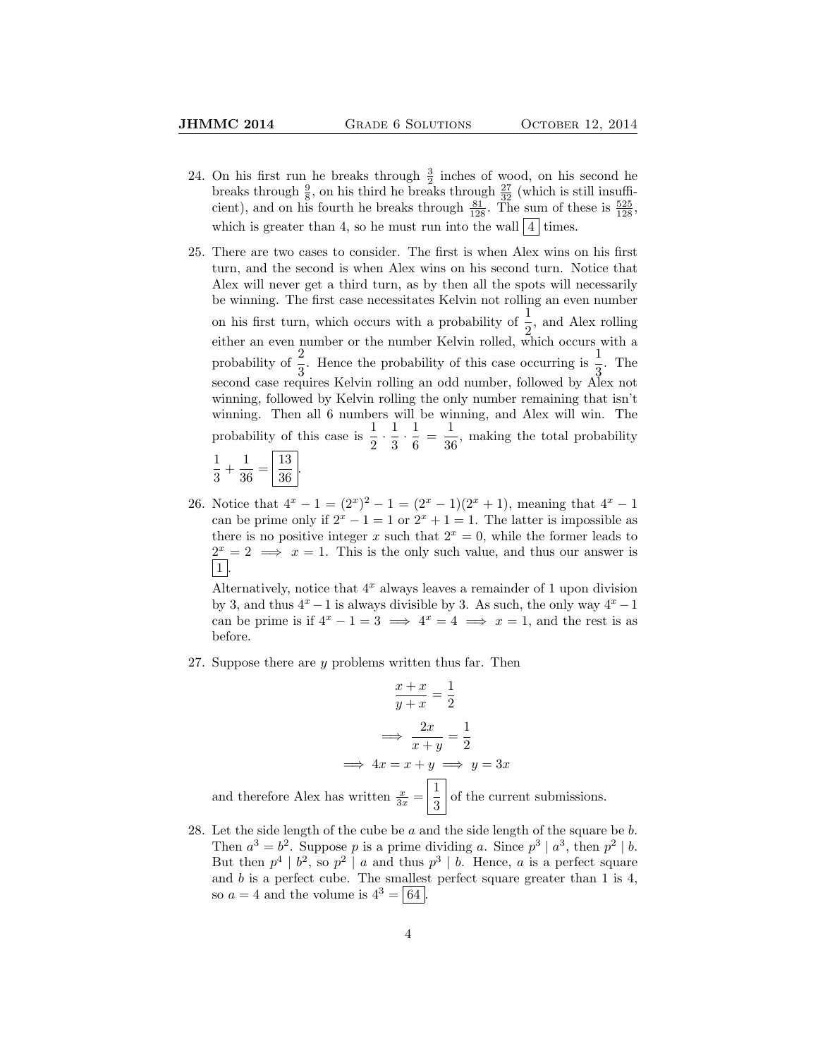24. On his first run he breaks through $\frac{3}{2}$ inches of wood, on his second he breaks through $\frac{9}{8}$, on his third he breaks through $\frac{27}{32}$ (which is still insufficient), and on his fourth he breaks through $\frac{81}{128}$. The sum of these is $\frac{525}{128}$, which is greater than 4, so he must run into the wall $\boxed{4}$ times.

25. There are two cases to consider. The first is when Alex wins on his first turn, and the second is when Alex wins on his second turn. Notice that Alex will never get a third turn, as by then all the spots will necessarily be winning. The first case necessitates Kelvin not rolling an even number on his first turn, which occurs with a probability of $\dfrac{1}{2}$, and Alex rolling either an even number or the number Kelvin rolled, which occurs with a probability of $\dfrac{2}{3}$. Hence the probability of this case occurring is $\dfrac{1}{3}$. The second case requires Kelvin rolling an odd number, followed by Alex not winning, followed by Kelvin rolling the only number remaining that isn't winning. Then all 6 numbers will be winning, and Alex will win. The probability of this case is $\dfrac{1}{2} \cdot \dfrac{1}{3} \cdot \dfrac{1}{6} = \dfrac{1}{36}$, making the total probability $\dfrac{1}{3} + \dfrac{1}{36} = \boxed{\dfrac{13}{36}}$.

26. Notice that $4^x - 1 = (2^x)^2 - 1 = (2^x - 1)(2^x + 1)$, meaning that $4^x - 1$ can be prime only if $2^x - 1 = 1$ or $2^x + 1 = 1$. The latter is impossible as there is no positive integer $x$ such that $2^x = 0$, while the former leads to $2^x = 2 \implies x = 1$. This is the only such value, and thus our answer is $\boxed{1}$.

    Alternatively, notice that $4^x$ always leaves a remainder of 1 upon division by 3, and thus $4^x - 1$ is always divisible by 3. As such, the only way $4^x - 1$ can be prime is if $4^x - 1 = 3 \implies 4^x = 4 \implies x = 1$, and the rest is as before.

27. Suppose there are $y$ problems written thus far. Then

$$\frac{x + x}{y + x} = \frac{1}{2}$$

$$\implies \frac{2x}{x + y} = \frac{1}{2}$$

$$\implies 4x = x + y \implies y = 3x$$

and therefore Alex has written $\frac{x}{3x} = \boxed{\dfrac{1}{3}}$ of the current submissions.

28. Let the side length of the cube be $a$ and the side length of the square be $b$. Then $a^3 = b^2$. Suppose $p$ is a prime dividing $a$. Since $p^3 \mid a^3$, then $p^2 \mid b$. But then $p^4 \mid b^2$, so $p^2 \mid a$ and thus $p^3 \mid b$. Hence, $a$ is a perfect square and $b$ is a perfect cube. The smallest perfect square greater than 1 is 4, so $a = 4$ and the volume is $4^3 = \boxed{64}$.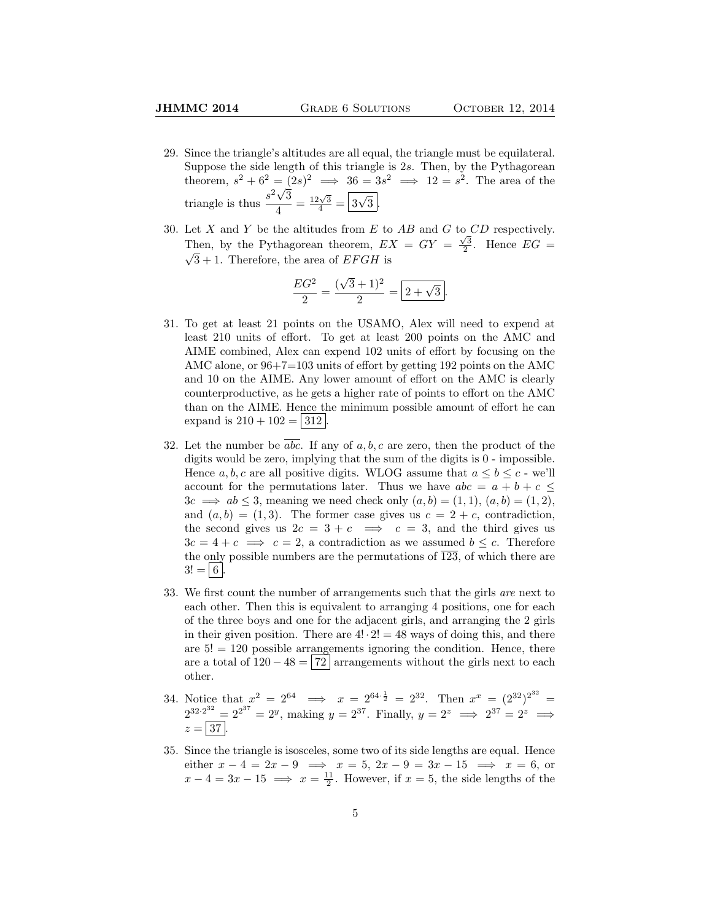29. Since the triangle's altitudes are all equal, the triangle must be equilateral. Suppose the side length of this triangle is $2s$. Then, by the Pythagorean theorem, $s^2 + 6^2 = (2s)^2 \implies 36 = 3s^2 \implies 12 = s^2$. The area of the triangle is thus $\frac{s^2\sqrt{3}}{4} = \frac{12\sqrt{3}}{4} = \boxed{3\sqrt{3}}$.

30. Let $X$ and $Y$ be the altitudes from $E$ to $AB$ and $G$ to $CD$ respectively. Then, by the Pythagorean theorem, $EX = GY = \frac{\sqrt{3}}{2}$. Hence $EG = \sqrt{3} + 1$. Therefore, the area of $EFGH$ is

$$\frac{EG^2}{2} = \frac{(\sqrt{3}+1)^2}{2} = \boxed{2+\sqrt{3}}.$$

31. To get at least 21 points on the USAMO, Alex will need to expend at least 210 units of effort. To get at least 200 points on the AMC and AIME combined, Alex can expend 102 units of effort by focusing on the AMC alone, or 96+7=103 units of effort by getting 192 points on the AMC and 10 on the AIME. Any lower amount of effort on the AMC is clearly counterproductive, as he gets a higher rate of points to effort on the AMC than on the AIME. Hence the minimum possible amount of effort he can expand is $210 + 102 = \boxed{312}$.

32. Let the number be $\overline{abc}$. If any of $a, b, c$ are zero, then the product of the digits would be zero, implying that the sum of the digits is 0 - impossible. Hence $a, b, c$ are all positive digits. WLOG assume that $a \le b \le c$ - we'll account for the permutations later. Thus we have $abc = a + b + c \le 3c \implies ab \le 3$, meaning we need check only $(a, b) = (1, 1)$, $(a, b) = (1, 2)$, and $(a, b) = (1, 3)$. The former case gives us $c = 2 + c$, contradiction, the second gives us $2c = 3 + c \implies c = 3$, and the third gives us $3c = 4 + c \implies c = 2$, a contradiction as we assumed $b \le c$. Therefore the only possible numbers are the permutations of $\overline{123}$, of which there are $3! = \boxed{6}$.

33. We first count the number of arrangements such that the girls *are* next to each other. Then this is equivalent to arranging 4 positions, one for each of the three boys and one for the adjacent girls, and arranging the 2 girls in their given position. There are $4! \cdot 2! = 48$ ways of doing this, and there are $5! = 120$ possible arrangements ignoring the condition. Hence, there are a total of $120 - 48 = \boxed{72}$ arrangements without the girls next to each other.

34. Notice that $x^2 = 2^{64} \implies x = 2^{64 \cdot \frac{1}{2}} = 2^{32}$. Then $x^x = (2^{32})^{2^{32}} = 2^{32 \cdot 2^{32}} = 2^{2^{37}} = 2^y$, making $y = 2^{37}$. Finally, $y = 2^z \implies 2^{37} = 2^z \implies z = \boxed{37}$.

35. Since the triangle is isosceles, some two of its side lengths are equal. Hence either $x - 4 = 2x - 9 \implies x = 5$, $2x - 9 = 3x - 15 \implies x = 6$, or $x - 4 = 3x - 15 \implies x = \frac{11}{2}$. However, if $x = 5$, the side lengths of the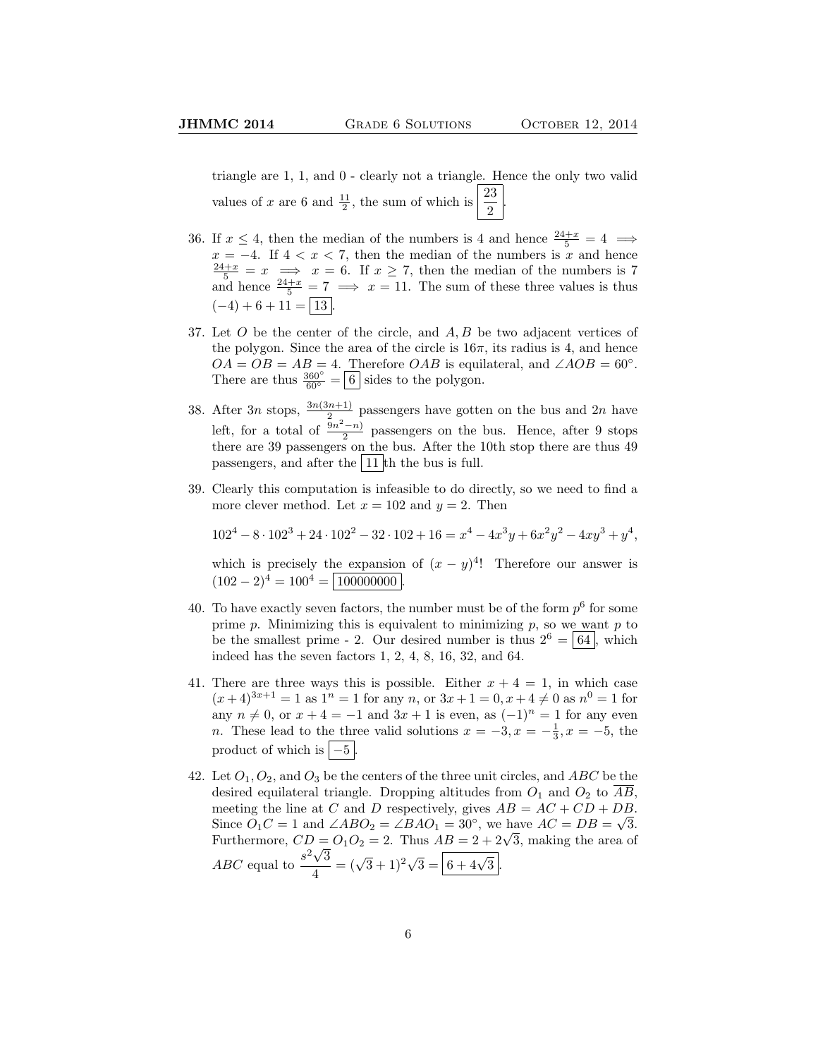triangle are 1, 1, and 0 - clearly not a triangle. Hence the only two valid values of $x$ are 6 and $\frac{11}{2}$, the sum of which is $\boxed{\dfrac{23}{2}}$.

36. If $x \leq 4$, then the median of the numbers is 4 and hence $\frac{24+x}{5} = 4 \implies x = -4$. If $4 < x < 7$, then the median of the numbers is $x$ and hence $\frac{24+x}{5} = x \implies x = 6$. If $x \geq 7$, then the median of the numbers is 7 and hence $\frac{24+x}{5} = 7 \implies x = 11$. The sum of these three values is thus $(-4) + 6 + 11 = \boxed{13}$.

37. Let $O$ be the center of the circle, and $A, B$ be two adjacent vertices of the polygon. Since the area of the circle is $16\pi$, its radius is 4, and hence $OA = OB = AB = 4$. Therefore $OAB$ is equilateral, and $\angle AOB = 60^\circ$. There are thus $\frac{360^\circ}{60^\circ} = \boxed{6}$ sides to the polygon.

38. After $3n$ stops, $\frac{3n(3n+1)}{2}$ passengers have gotten on the bus and $2n$ have left, for a total of $\frac{9n^2-n)}{2}$ passengers on the bus. Hence, after 9 stops there are 39 passengers on the bus. After the 10th stop there are thus 49 passengers, and after the $\boxed{11}$th the bus is full.

39. Clearly this computation is infeasible to do directly, so we need to find a more clever method. Let $x = 102$ and $y = 2$. Then

$$102^4 - 8 \cdot 102^3 + 24 \cdot 102^2 - 32 \cdot 102 + 16 = x^4 - 4x^3y + 6x^2y^2 - 4xy^3 + y^4,$$

which is precisely the expansion of $(x - y)^4$! Therefore our answer is $(102 - 2)^4 = 100^4 = \boxed{100000000}$.

40. To have exactly seven factors, the number must be of the form $p^6$ for some prime $p$. Minimizing this is equivalent to minimizing $p$, so we want $p$ to be the smallest prime - 2. Our desired number is thus $2^6 = \boxed{64}$, which indeed has the seven factors 1, 2, 4, 8, 16, 32, and 64.

41. There are three ways this is possible. Either $x + 4 = 1$, in which case $(x+4)^{3x+1} = 1$ as $1^n = 1$ for any $n$, or $3x+1 = 0, x+4 \neq 0$ as $n^0 = 1$ for any $n \neq 0$, or $x + 4 = -1$ and $3x + 1$ is even, as $(-1)^n = 1$ for any even $n$. These lead to the three valid solutions $x = -3, x = -\frac{1}{3}, x = -5$, the product of which is $\boxed{-5}$.

42. Let $O_1, O_2$, and $O_3$ be the centers of the three unit circles, and $ABC$ be the desired equilateral triangle. Dropping altitudes from $O_1$ and $O_2$ to $\overline{AB}$, meeting the line at $C$ and $D$ respectively, gives $AB = AC + CD + DB$. Since $O_1C = 1$ and $\angle ABO_2 = \angle BAO_1 = 30^\circ$, we have $AC = DB = \sqrt{3}$. Furthermore, $CD = O_1O_2 = 2$. Thus $AB = 2 + 2\sqrt{3}$, making the area of $ABC$ equal to $\dfrac{s^2\sqrt{3}}{4} = (\sqrt{3}+1)^2\sqrt{3} = \boxed{6 + 4\sqrt{3}}$.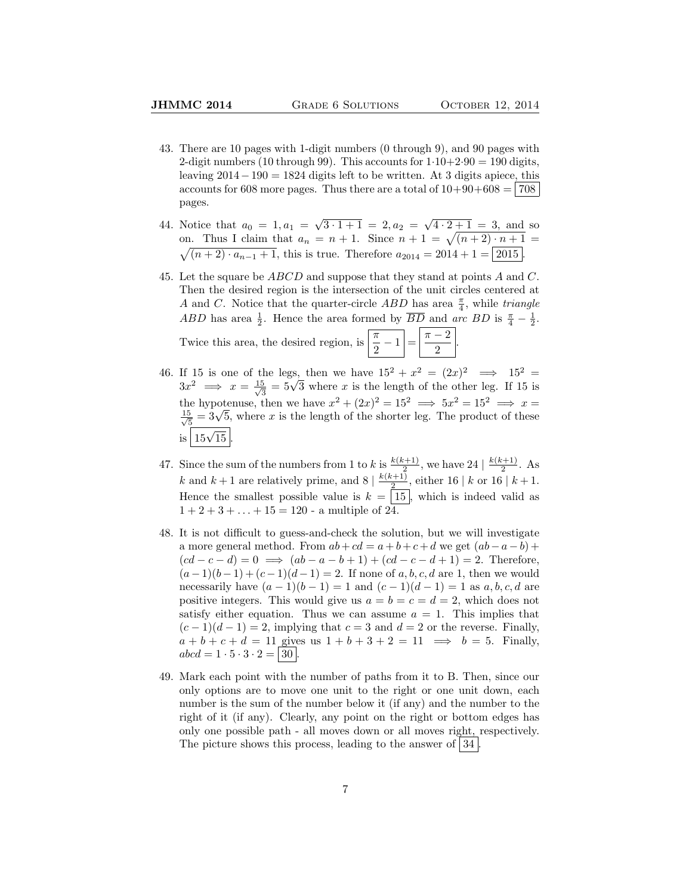43. There are 10 pages with 1-digit numbers (0 through 9), and 90 pages with 2-digit numbers (10 through 99). This accounts for $1 \cdot 10 + 2 \cdot 90 = 190$ digits, leaving $2014 - 190 = 1824$ digits left to be written. At 3 digits apiece, this accounts for 608 more pages. Thus there are a total of $10+90+608 = \boxed{708}$ pages.

44. Notice that $a_0 = 1, a_1 = \sqrt{3 \cdot 1 + 1} = 2, a_2 = \sqrt{4 \cdot 2 + 1} = 3$, and so on. Thus I claim that $a_n = n + 1$. Since $n + 1 = \sqrt{(n+2) \cdot n + 1} = \sqrt{(n+2) \cdot a_{n-1} + 1}$, this is true. Therefore $a_{2014} = 2014 + 1 = \boxed{2015}$.

45. Let the square be $ABCD$ and suppose that they stand at points $A$ and $C$. Then the desired region is the intersection of the unit circles centered at $A$ and $C$. Notice that the quarter-circle $ABD$ has area $\frac{\pi}{4}$, while *triangle* $ABD$ has area $\frac{1}{2}$. Hence the area formed by $\overline{BD}$ and *arc* $BD$ is $\frac{\pi}{4} - \frac{1}{2}$. Twice this area, the desired region, is $\boxed{\frac{\pi}{2} - 1} = \boxed{\frac{\pi - 2}{2}}$.

46. If 15 is one of the legs, then we have $15^2 + x^2 = (2x)^2 \implies 15^2 = 3x^2 \implies x = \frac{15}{\sqrt{3}} = 5\sqrt{3}$ where $x$ is the length of the other leg. If 15 is the hypotenuse, then we have $x^2 + (2x)^2 = 15^2 \implies 5x^2 = 15^2 \implies x = \frac{15}{\sqrt{5}} = 3\sqrt{5}$, where $x$ is the length of the shorter leg. The product of these is $\boxed{15\sqrt{15}}$.

47. Since the sum of the numbers from 1 to $k$ is $\frac{k(k+1)}{2}$, we have $24 \mid \frac{k(k+1)}{2}$. As $k$ and $k+1$ are relatively prime, and $8 \mid \frac{k(k+1)}{2}$, either $16 \mid k$ or $16 \mid k+1$. Hence the smallest possible value is $k = \boxed{15}$, which is indeed valid as $1 + 2 + 3 + \ldots + 15 = 120$ - a multiple of 24.

48. It is not difficult to guess-and-check the solution, but we will investigate a more general method. From $ab + cd = a + b + c + d$ we get $(ab - a - b) + (cd - c - d) = 0 \implies (ab - a - b + 1) + (cd - c - d + 1) = 2$. Therefore, $(a-1)(b-1) + (c-1)(d-1) = 2$. If none of $a, b, c, d$ are 1, then we would necessarily have $(a-1)(b-1) = 1$ and $(c-1)(d-1) = 1$ as $a, b, c, d$ are positive integers. This would give us $a = b = c = d = 2$, which does not satisfy either equation. Thus we can assume $a = 1$. This implies that $(c-1)(d-1) = 2$, implying that $c = 3$ and $d = 2$ or the reverse. Finally, $a + b + c + d = 11$ gives us $1 + b + 3 + 2 = 11 \implies b = 5$. Finally, $abcd = 1 \cdot 5 \cdot 3 \cdot 2 = \boxed{30}$.

49. Mark each point with the number of paths from it to B. Then, since our only options are to move one unit to the right or one unit down, each number is the sum of the number below it (if any) and the number to the right of it (if any). Clearly, any point on the right or bottom edges has only one possible path - all moves down or all moves right, respectively. The picture shows this process, leading to the answer of $\boxed{34}$.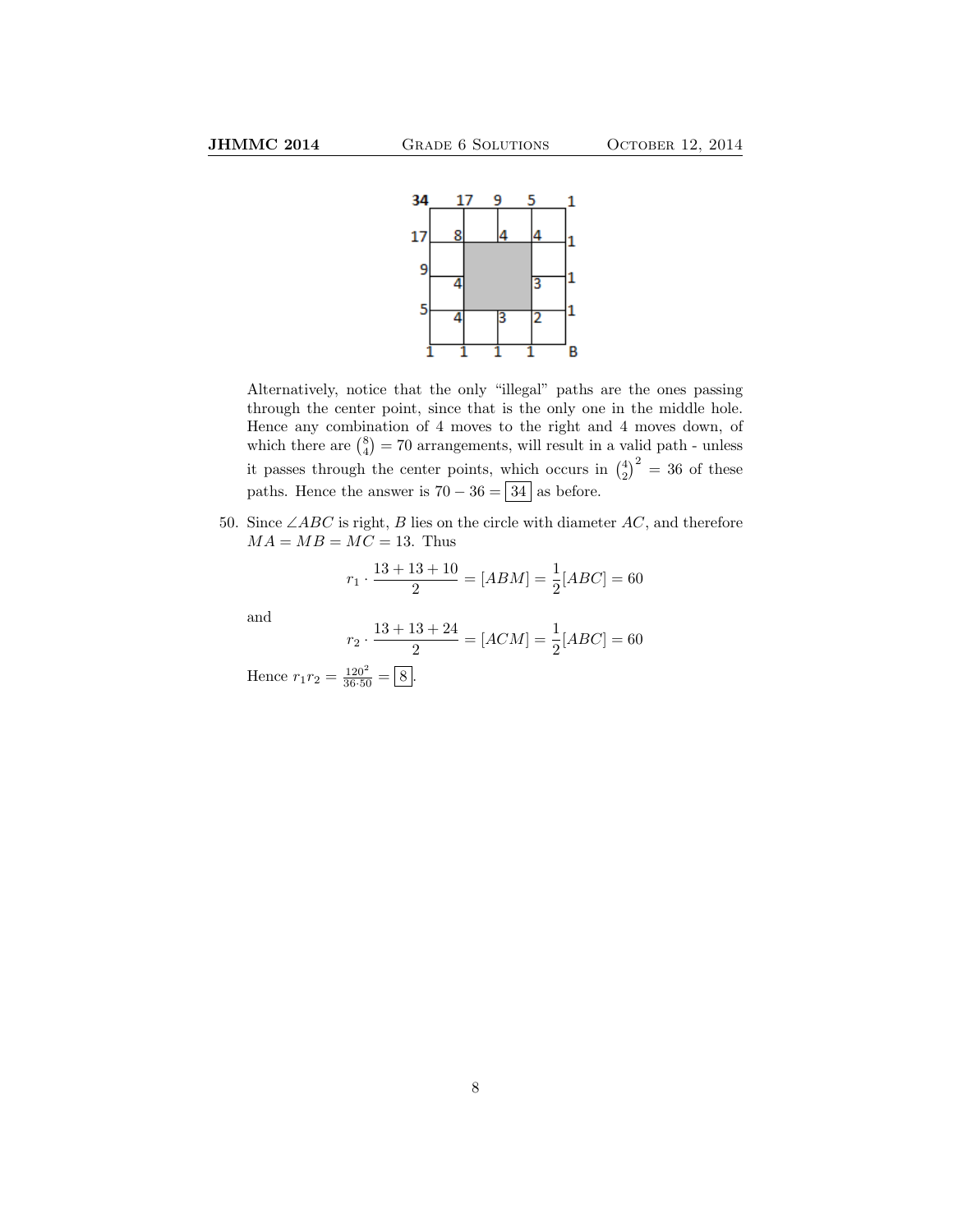Alternatively, notice that the only "illegal" paths are the ones passing through the center point, since that is the only one in the middle hole. Hence any combination of 4 moves to the right and 4 moves down, of which there are $\binom{8}{4} = 70$ arrangements, will result in a valid path - unless it passes through the center points, which occurs in $\binom{4}{2}^2 = 36$ of these paths. Hence the answer is $70 - 36 = \boxed{34}$ as before.

50. Since $\angle ABC$ is right, $B$ lies on the circle with diameter $AC$, and therefore $MA = MB = MC = 13$. Thus

$$r_1 \cdot \frac{13 + 13 + 10}{2} = [ABM] = \frac{1}{2}[ABC] = 60$$

and

$$r_2 \cdot \frac{13 + 13 + 24}{2} = [ACM] = \frac{1}{2}[ABC] = 60$$

Hence $r_1 r_2 = \frac{120^2}{36 \cdot 50} = \boxed{8}$.